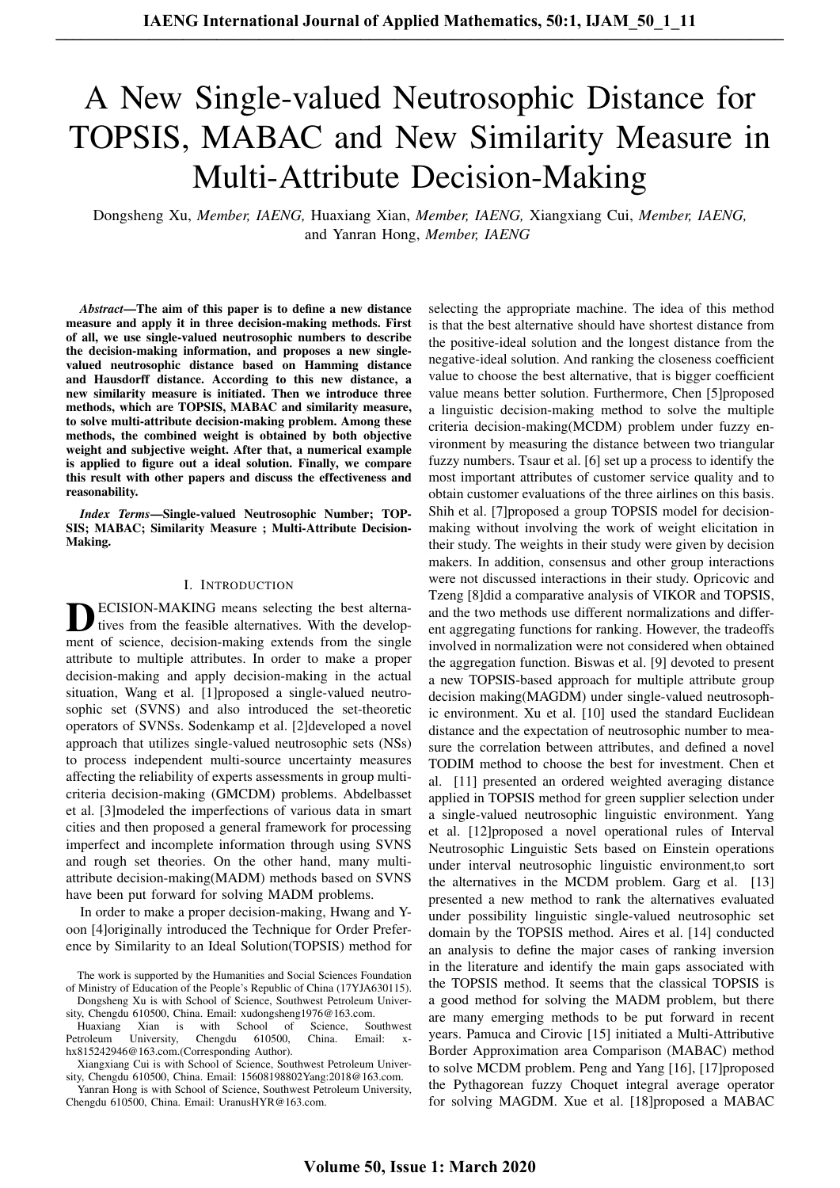# A New Single-valued Neutrosophic Distance for TOPSIS, MABAC and New Similarity Measure in Multi-Attribute Decision-Making

Dongsheng Xu, *Member, IAENG,* Huaxiang Xian, *Member, IAENG,* Xiangxiang Cui, *Member, IAENG,* and Yanran Hong, *Member, IAENG*

***Abstract*—The aim of this paper is to define a new distance measure and apply it in three decision-making methods. First of all, we use single-valued neutrosophic numbers to describe the decision-making information, and proposes a new single-valued neutrosophic distance based on Hamming distance and Hausdorff distance. According to this new distance, a new similarity measure is initiated. Then we introduce three methods, which are TOPSIS, MABAC and similarity measure, to solve multi-attribute decision-making problem. Among these methods, the combined weight is obtained by both objective weight and subjective weight. After that, a numerical example is applied to figure out a ideal solution. Finally, we compare this result with other papers and discuss the effectiveness and reasonability.**

***Index Terms*—Single-valued Neutrosophic Number; TOPSIS; MABAC; Similarity Measure ; Multi-Attribute Decision-Making.**

## I. Introduction

DECISION-MAKING means selecting the best alternatives from the feasible alternatives. With the development of science, decision-making extends from the single attribute to multiple attributes. In order to make a proper decision-making and apply decision-making in the actual situation, Wang et al. [1]proposed a single-valued neutrosophic set (SVNS) and also introduced the set-theoretic operators of SVNSs. Sodenkamp et al. [2]developed a novel approach that utilizes single-valued neutrosophic sets (NSs) to process independent multi-source uncertainty measures affecting the reliability of experts assessments in group multi-criteria decision-making (GMCDM) problems. Abdelbasset et al. [3]modeled the imperfections of various data in smart cities and then proposed a general framework for processing imperfect and incomplete information through using SVNS and rough set theories. On the other hand, many multi-attribute decision-making(MADM) methods based on SVNS have been put forward for solving MADM problems.

In order to make a proper decision-making, Hwang and Yoon [4]originally introduced the Technique for Order Preference by Similarity to an Ideal Solution(TOPSIS) method for selecting the appropriate machine. The idea of this method is that the best alternative should have shortest distance from the positive-ideal solution and the longest distance from the negative-ideal solution. And ranking the closeness coefficient value to choose the best alternative, that is bigger coefficient value means better solution. Furthermore, Chen [5]proposed a linguistic decision-making method to solve the multiple criteria decision-making(MCDM) problem under fuzzy environment by measuring the distance between two triangular fuzzy numbers. Tsaur et al. [6] set up a process to identify the most important attributes of customer service quality and to obtain customer evaluations of the three airlines on this basis. Shih et al. [7]proposed a group TOPSIS model for decision-making without involving the work of weight elicitation in their study. The weights in their study were given by decision makers. In addition, consensus and other group interactions were not discussed interactions in their study. Opricovic and Tzeng [8]did a comparative analysis of VIKOR and TOPSIS, and the two methods use different normalizations and different aggregating functions for ranking. However, the tradeoffs involved in normalization were not considered when obtained the aggregation function. Biswas et al. [9] devoted to present a new TOPSIS-based approach for multiple attribute group decision making(MAGDM) under single-valued neutrosophic environment. Xu et al. [10] used the standard Euclidean distance and the expectation of neutrosophic number to measure the correlation between attributes, and defined a novel TODIM method to choose the best for investment. Chen et al. [11] presented an ordered weighted averaging distance applied in TOPSIS method for green supplier selection under a single-valued neutrosophic linguistic environment. Yang et al. [12]proposed a novel operational rules of Interval Neutrosophic Linguistic Sets based on Einstein operations under interval neutrosophic linguistic environment,to sort the alternatives in the MCDM problem. Garg et al. [13] presented a new method to rank the alternatives evaluated under possibility linguistic single-valued neutrosophic set domain by the TOPSIS method. Aires et al. [14] conducted an analysis to define the major cases of ranking inversion in the literature and identify the main gaps associated with the TOPSIS method. It seems that the classical TOPSIS is a good method for solving the MADM problem, but there are many emerging methods to be put forward in recent years. Pamuca and Cirovic [15] initiated a Multi-Attributive Border Approximation area Comparison (MABAC) method to solve MCDM problem. Peng and Yang [16], [17]proposed the Pythagorean fuzzy Choquet integral average operator for solving MAGDM. Xue et al. [18]proposed a MABAC

The work is supported by the Humanities and Social Sciences Foundation of Ministry of Education of the People's Republic of China (17YJA630115).

Dongsheng Xu is with School of Science, Southwest Petroleum University, Chengdu 610500, China. Email: xudongsheng1976@163.com.

Huaxiang Xian is with School of Science, Southwest Petroleum University, Chengdu 610500, China. Email: x-hx815242946@163.com.(Corresponding Author).

Xiangxiang Cui is with School of Science, Southwest Petroleum University, Chengdu 610500, China. Email: 15608198802Yang:2018@163.com.

Yanran Hong is with School of Science, Southwest Petroleum University, Chengdu 610500, China. Email: UranusHYR@163.com.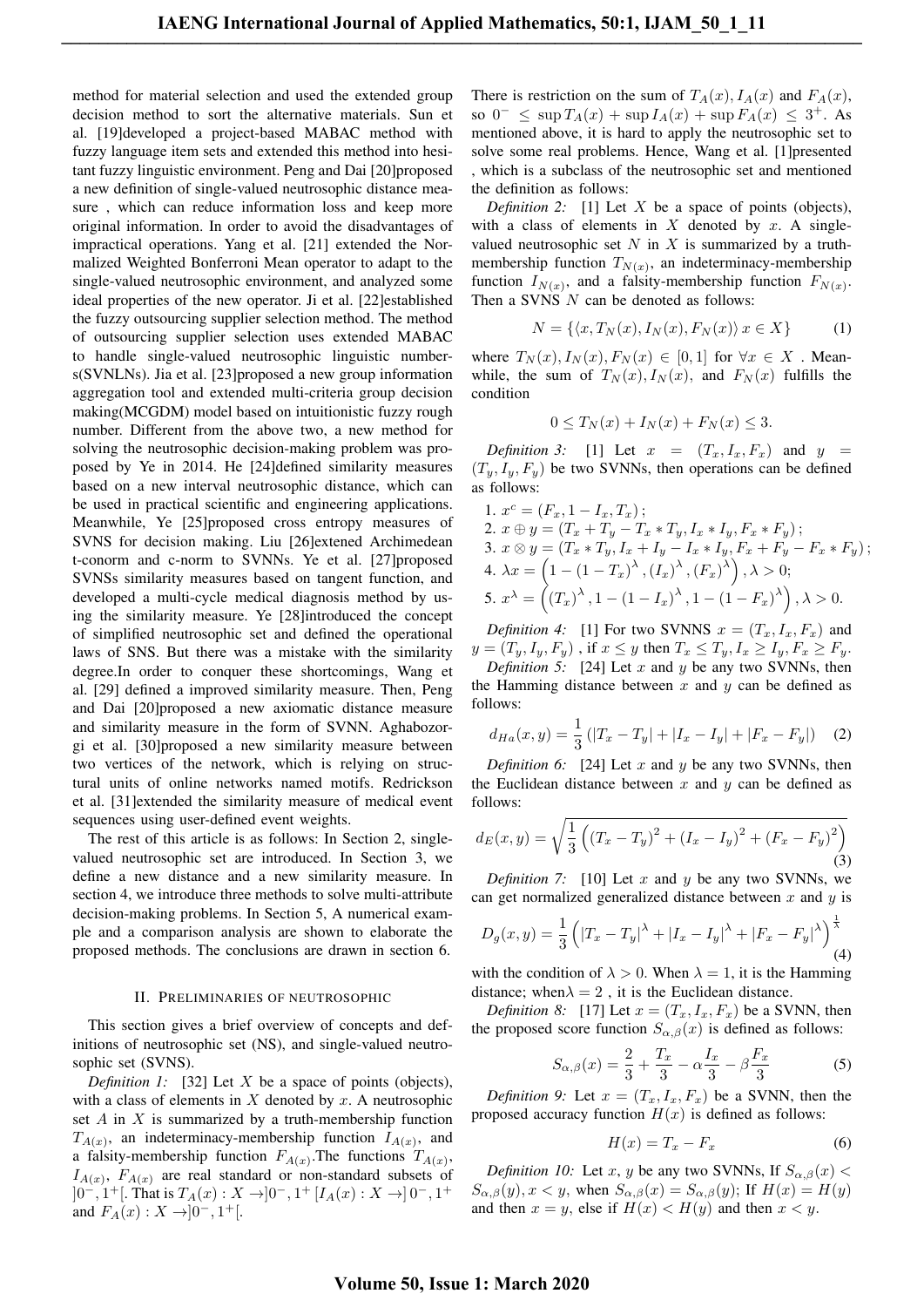method for material selection and used the extended group decision method to sort the alternative materials. Sun et al. [19]developed a project-based MABAC method with fuzzy language item sets and extended this method into hesitant fuzzy linguistic environment. Peng and Dai [20]proposed a new definition of single-valued neutrosophic distance measure , which can reduce information loss and keep more original information. In order to avoid the disadvantages of impractical operations. Yang et al. [21] extended the Normalized Weighted Bonferroni Mean operator to adapt to the single-valued neutrosophic environment, and analyzed some ideal properties of the new operator. Ji et al. [22]established the fuzzy outsourcing supplier selection method. The method of outsourcing supplier selection uses extended MABAC to handle single-valued neutrosophic linguistic numbers(SVNLNs). Jia et al. [23]proposed a new group information aggregation tool and extended multi-criteria group decision making(MCGDM) model based on intuitionistic fuzzy rough number. Different from the above two, a new method for solving the neutrosophic decision-making problem was proposed by Ye in 2014. He [24]defined similarity measures based on a new interval neutrosophic distance, which can be used in practical scientific and engineering applications. Meanwhile, Ye [25]proposed cross entropy measures of SVNS for decision making. Liu [26]extened Archimedean t-conorm and c-norm to SVNNs. Ye et al. [27]proposed SVNSs similarity measures based on tangent function, and developed a multi-cycle medical diagnosis method by using the similarity measure. Ye [28]introduced the concept of simplified neutrosophic set and defined the operational laws of SNS. But there was a mistake with the similarity degree.In order to conquer these shortcomings, Wang et al. [29] defined a improved similarity measure. Then, Peng and Dai [20]proposed a new axiomatic distance measure and similarity measure in the form of SVNN. Aghabozorgi et al. [30]proposed a new similarity measure between two vertices of the network, which is relying on structural units of online networks named motifs. Redrickson et al. [31]extended the similarity measure of medical event sequences using user-defined event weights.

The rest of this article is as follows: In Section 2, single-valued neutrosophic set are introduced. In Section 3, we define a new distance and a new similarity measure. In section 4, we introduce three methods to solve multi-attribute decision-making problems. In Section 5, A numerical example and a comparison analysis are shown to elaborate the proposed methods. The conclusions are drawn in section 6.

## II. Preliminaries of neutrosophic

This section gives a brief overview of concepts and definitions of neutrosophic set (NS), and single-valued neutrosophic set (SVNS).

*Definition 1:* [32] Let $X$ be a space of points (objects), with a class of elements in $X$ denoted by $x$. A neutrosophic set $A$ in $X$ is summarized by a truth-membership function $T_{A(x)}$, an indeterminacy-membership function $I_{A(x)}$, and a falsity-membership function $F_{A(x)}$.The functions $T_{A(x)}$, $I_{A(x)}$, $F_{A(x)}$ are real standard or non-standard subsets of $]0^-, 1^+[$. That is $T_A(x) : X \to ]0^-, 1^+$ $[I_A(x) : X \to ]\, 0^-, 1^+$ and $F_A(x) : X \to ]0^-, 1^+[$.

There is restriction on the sum of $T_A(x), I_A(x)$ and $F_A(x)$, so $0^- \leq \sup T_A(x) + \sup I_A(x) + \sup F_A(x) \leq 3^+$. As mentioned above, it is hard to apply the neutrosophic set to solve some real problems. Hence, Wang et al. [1]presented , which is a subclass of the neutrosophic set and mentioned the definition as follows:

*Definition 2:* [1] Let $X$ be a space of points (objects), with a class of elements in $X$ denoted by $x$. A single-valued neutrosophic set $N$ in $X$ is summarized by a truth-membership function $T_{N(x)}$, an indeterminacy-membership function $I_{N(x)}$, and a falsity-membership function $F_{N(x)}$. Then a SVNS $N$ can be denoted as follows:

$$N = \{\langle x, T_N(x), I_N(x), F_N(x)\rangle \, x \in X\} \tag{1}$$

where $T_N(x), I_N(x), F_N(x) \in [0, 1]$ for $\forall x \in X$ . Meanwhile, the sum of $T_N(x), I_N(x)$, and $F_N(x)$ fulfills the condition

$$0 \leq T_N(x) + I_N(x) + F_N(x) \leq 3.$$

*Definition 3:* [1] Let $x = (T_x, I_x, F_x)$ and $y = (T_y, I_y, F_y)$ be two SVNNs, then operations can be defined as follows:

1. $x^c = (F_x, 1 - I_x, T_x)$ ;
2. $x \oplus y = (T_x + T_y - T_x * T_y, I_x * I_y, F_x * F_y)$ ;
3. $x \otimes y = (T_x * T_y, I_x + I_y - I_x * I_y, F_x + F_y - F_x * F_y)$ ;
4. $\lambda x = \left(1 - (1 - T_x)^{\lambda}, (I_x)^{\lambda}, (F_x)^{\lambda}\right), \lambda > 0;$
5. $x^{\lambda} = \left((T_x)^{\lambda}, 1 - (1 - I_x)^{\lambda}, 1 - (1 - F_x)^{\lambda}\right), \lambda > 0.$

*Definition 4:* [1] For two SVNNS $x = (T_x, I_x, F_x)$ and $y = (T_y, I_y, F_y)$ , if $x \leq y$ then $T_x \leq T_y, I_x \geq I_y, F_x \geq F_y$.

*Definition 5:* [24] Let $x$ and $y$ be any two SVNNs, then the Hamming distance between $x$ and $y$ can be defined as follows:

$$d_{Ha}(x, y) = \frac{1}{3}\left(|T_x - T_y| + |I_x - I_y| + |F_x - F_y|\right) \tag{2}$$

*Definition 6:* [24] Let $x$ and $y$ be any two SVNNs, then the Euclidean distance between $x$ and $y$ can be defined as follows:

$$d_E(x, y) = \sqrt{\frac{1}{3}\left((T_x - T_y)^2 + (I_x - I_y)^2 + (F_x - F_y)^2\right)} \tag{3}$$

*Definition 7:* [10] Let $x$ and $y$ be any two SVNNs, we can get normalized generalized distance between $x$ and $y$ is

$$D_g(x, y) = \frac{1}{3}\left(|T_x - T_y|^{\lambda} + |I_x - I_y|^{\lambda} + |F_x - F_y|^{\lambda}\right)^{\frac{1}{\lambda}} \tag{4}$$

with the condition of $\lambda > 0$. When $\lambda = 1$, it is the Hamming distance; when$\lambda = 2$ , it is the Euclidean distance.

*Definition 8:* [17] Let $x = (T_x, I_x, F_x)$ be a SVNN, then the proposed score function $S_{\alpha,\beta}(x)$ is defined as follows:

$$S_{\alpha,\beta}(x) = \frac{2}{3} + \frac{T_x}{3} - \alpha\frac{I_x}{3} - \beta\frac{F_x}{3} \tag{5}$$

*Definition 9:* Let $x = (T_x, I_x, F_x)$ be a SVNN, then the proposed accuracy function $H(x)$ is defined as follows:

$$H(x) = T_x - F_x \tag{6}$$

*Definition 10:* Let $x$, $y$ be any two SVNNs, If $S_{\alpha,\beta}(x) < S_{\alpha,\beta}(y), x < y$, when $S_{\alpha,\beta}(x) = S_{\alpha,\beta}(y)$; If $H(x) = H(y)$ and then $x = y$, else if $H(x) < H(y)$ and then $x < y$.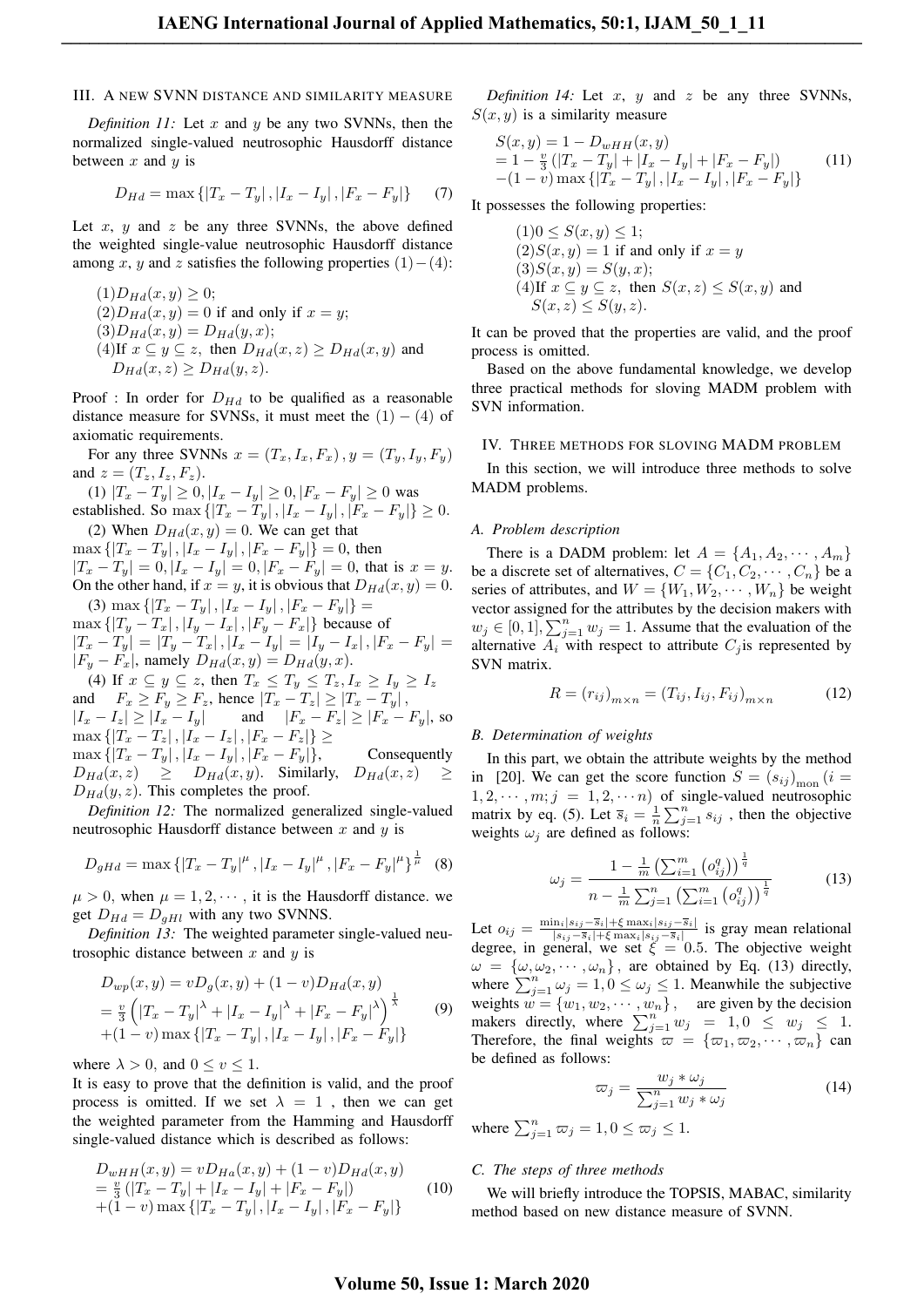## III. A NEW SVNN DISTANCE AND SIMILARITY MEASURE

*Definition 11:* Let $x$ and $y$ be any two SVNNs, then the normalized single-valued neutrosophic Hausdorff distance between $x$ and $y$ is

$$D_{Hd} = \max\{|T_x - T_y|, |I_x - I_y|, |F_x - F_y|\} \quad (7)$$

Let $x$, $y$ and $z$ be any three SVNNs, the above defined the weighted single-value neutrosophic Hausdorff distance among $x$, $y$ and $z$ satisfies the following properties $(1)-(4)$:

(1) $D_{Hd}(x,y) \geq 0$;
(2) $D_{Hd}(x,y) = 0$ if and only if $x = y$;
(3) $D_{Hd}(x,y) = D_{Hd}(y,x)$;
(4) If $x \subseteq y \subseteq z$, then $D_{Hd}(x,z) \geq D_{Hd}(x,y)$ and $D_{Hd}(x,z) \geq D_{Hd}(y,z)$.

Proof : In order for $D_{Hd}$ to be qualified as a reasonable distance measure for SVNSs, it must meet the $(1)-(4)$ of axiomatic requirements.

For any three SVNNs $x = (T_x, I_x, F_x)$, $y = (T_y, I_y, F_y)$ and $z = (T_z, I_z, F_z)$.

(1) $|T_x - T_y| \geq 0, |I_x - I_y| \geq 0, |F_x - F_y| \geq 0$ was established. So $\max\{|T_x - T_y|, |I_x - I_y|, |F_x - F_y|\} \geq 0$.

(2) When $D_{Hd}(x,y) = 0$. We can get that $\max\{|T_x - T_y|, |I_x - I_y|, |F_x - F_y|\} = 0$, then $|T_x - T_y| = 0, |I_x - I_y| = 0, |F_x - F_y| = 0$, that is $x = y$. On the other hand, if $x = y$, it is obvious that $D_{Hd}(x,y) = 0$.

(3) $\max\{|T_x - T_y|, |I_x - I_y|, |F_x - F_y|\} = \max\{|T_y - T_x|, |I_y - I_x|, |F_y - F_x|\}$ because of $|T_x - T_y| = |T_y - T_x|, |I_x - I_y| = |I_y - I_x|, |F_x - F_y| = |F_y - F_x|$, namely $D_{Hd}(x,y) = D_{Hd}(y,x)$.

(4) If $x \subseteq y \subseteq z$, then $T_x \leq T_y \leq T_z, I_x \geq I_y \geq I_z$ and $F_x \geq F_y \geq F_z$, hence $|T_x - T_z| \geq |T_x - T_y|$, $|I_x - I_z| \geq |I_x - I_y|$ and $|F_x - F_z| \geq |F_x - F_y|$, so $\max\{|T_x - T_z|, |I_x - I_z|, |F_x - F_z|\} \geq \max\{|T_x - T_y|, |I_x - I_y|, |F_x - F_y|\}$, Consequently $D_{Hd}(x,z) \geq D_{Hd}(x,y)$. Similarly, $D_{Hd}(x,z) \geq D_{Hd}(y,z)$. This completes the proof.

*Definition 12:* The normalized generalized single-valued neutrosophic Hausdorff distance between $x$ and $y$ is

$$D_{gHd} = \max\{|T_x - T_y|^{\mu}, |I_x - I_y|^{\mu}, |F_x - F_y|^{\mu}\}^{\frac{1}{\mu}} \quad (8)$$

$\mu > 0$, when $\mu = 1, 2, \cdots$, it is the Hausdorff distance. we get $D_{Hd} = D_{gHl}$ with any two SVNNS.

*Definition 13:* The weighted parameter single-valued neutrosophic distance between $x$ and $y$ is

$$\begin{aligned} D_{wp}(x,y) &= vD_g(x,y) + (1-v)D_{Hd}(x,y) \\ &= \tfrac{v}{3}\left(|T_x - T_y|^{\lambda} + |I_x - I_y|^{\lambda} + |F_x - F_y|^{\lambda}\right)^{\frac{1}{\lambda}} \\ &+ (1-v)\max\{|T_x - T_y|, |I_x - I_y|, |F_x - F_y|\} \end{aligned} \quad (9)$$

where $\lambda > 0$, and $0 \leq v \leq 1$.

It is easy to prove that the definition is valid, and the proof process is omitted. If we set $\lambda = 1$ , then we can get the weighted parameter from the Hamming and Hausdorff single-valued distance which is described as follows:

$$\begin{aligned} D_{wHH}(x,y) &= vD_{Ha}(x,y) + (1-v)D_{Hd}(x,y) \\ &= \tfrac{v}{3}\left(|T_x - T_y| + |I_x - I_y| + |F_x - F_y|\right) \\ &+ (1-v)\max\{|T_x - T_y|, |I_x - I_y|, |F_x - F_y|\} \end{aligned} \quad (10)$$

*Definition 14:* Let $x$, $y$ and $z$ be any three SVNNs, $S(x,y)$ is a similarity measure

$$\begin{aligned} S(x,y) &= 1 - D_{wHH}(x,y) \\ &= 1 - \tfrac{v}{3}\left(|T_x - T_y| + |I_x - I_y| + |F_x - F_y|\right) \\ &- (1-v)\max\{|T_x - T_y|, |I_x - I_y|, |F_x - F_y|\} \end{aligned} \quad (11)$$

It possesses the following properties:

(1) $0 \leq S(x,y) \leq 1$;
(2) $S(x,y) = 1$ if and only if $x = y$
(3) $S(x,y) = S(y,x)$;
(4) If $x \subseteq y \subseteq z$, then $S(x,z) \leq S(x,y)$ and $S(x,z) \leq S(y,z)$.

It can be proved that the properties are valid, and the proof process is omitted.

Based on the above fundamental knowledge, we develop three practical methods for sloving MADM problem with SVN information.

## IV. THREE METHODS FOR SLOVING MADM PROBLEM

In this section, we will introduce three methods to solve MADM problems.

### A. Problem description

There is a DADM problem: let $A = \{A_1, A_2, \cdots, A_m\}$ be a discrete set of alternatives, $C = \{C_1, C_2, \cdots, C_n\}$ be a series of attributes, and $W = \{W_1, W_2, \cdots, W_n\}$ be weight vector assigned for the attributes by the decision makers with $w_j \in [0,1], \sum_{j=1}^{n} w_j = 1$. Assume that the evaluation of the alternative $A_i$ with respect to attribute $C_j$ is represented by SVN matrix.

$$R = (r_{ij})_{m\times n} = (T_{ij}, I_{ij}, F_{ij})_{m\times n} \quad (12)$$

### B. Determination of weights

In this part, we obtain the attribute weights by the method in [20]. We can get the score function $S = (s_{ij})_{\text{mon}} (i = 1, 2, \cdots, m; j = 1, 2, \cdots n)$ of single-valued neutrosophic matrix by eq. (5). Let $\overline{s}_i = \frac{1}{n}\sum_{j=1}^{n} s_{ij}$ , then the objective weights $\omega_j$ are defined as follows:

$$\omega_j = \frac{1 - \frac{1}{m}\left(\sum_{i=1}^{m}\left(o_{ij}^{q}\right)\right)^{\frac{1}{q}}}{n - \frac{1}{m}\sum_{j=1}^{n}\left(\sum_{i=1}^{m}\left(o_{ij}^{q}\right)\right)^{\frac{1}{q}}} \quad (13)$$

Let $o_{ij} = \frac{\min_i |s_{ij} - \overline{s}_i| + \xi \max_i |s_{ij} - \overline{s}_i|}{|s_{ij} - \overline{s}_i| + \xi \max_i |s_{ij} - \overline{s}_i|}$ is gray mean relational degree, in general, we set $\xi = 0.5$. The objective weight $\omega = \{\omega, \omega_2, \cdots, \omega_n\}$, are obtained by Eq. (13) directly, where $\sum_{j=1}^{n} \omega_j = 1, 0 \leq \omega_j \leq 1$. Meanwhile the subjective weights $w = \{w_1, w_2, \cdots, w_n\}$, are given by the decision makers directly, where $\sum_{j=1}^{n} w_j = 1, 0 \leq w_j \leq 1$. Therefore, the final weights $\varpi = \{\varpi_1, \varpi_2, \cdots, \varpi_n\}$ can be defined as follows:

$$\varpi_j = \frac{w_j * \omega_j}{\sum_{j=1}^{n} w_j * \omega_j} \quad (14)$$

where $\sum_{j=1}^{n} \varpi_j = 1, 0 \leq \varpi_j \leq 1$.

### C. The steps of three methods

We will briefly introduce the TOPSIS, MABAC, similarity method based on new distance measure of SVNN.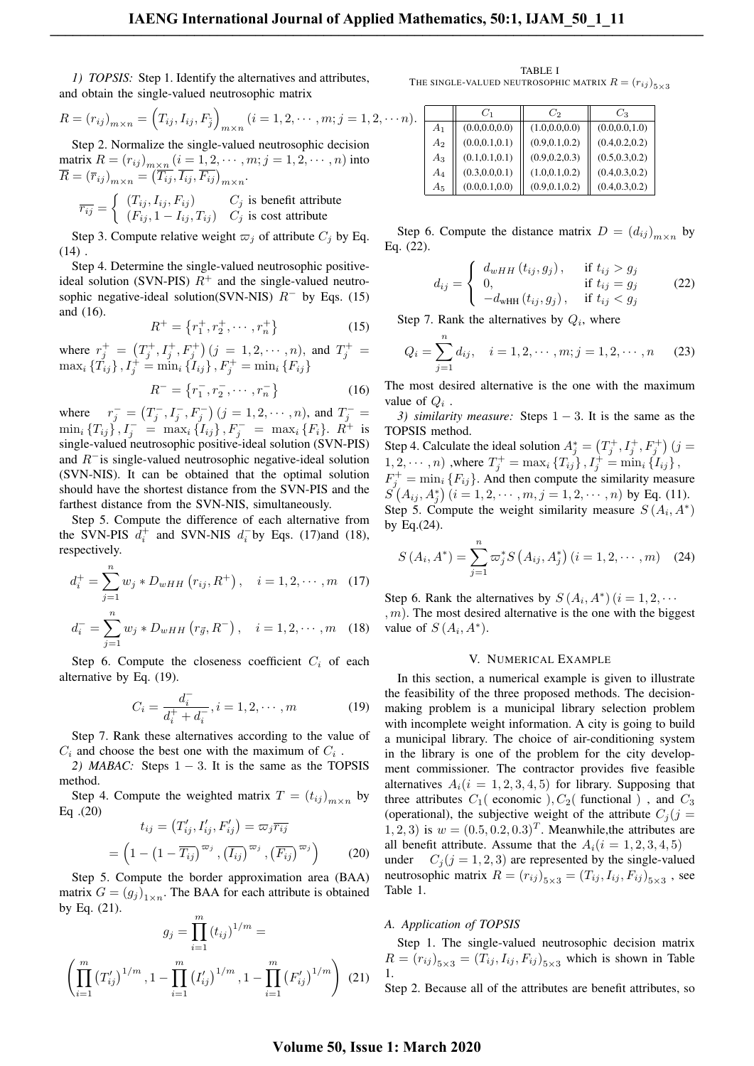*1) TOPSIS:* Step 1. Identify the alternatives and attributes, and obtain the single-valued neutrosophic matrix

$$R=(r_{ij})_{m\times n}=\left(T_{ij},I_{ij},F_{j}\right)_{m\times n}(i=1,2,\cdots,m;j=1,2,\cdots n).$$

Step 2. Normalize the single-valued neutrosophic decision matrix $R=(r_{ij})_{m\times n}(i=1,2,\cdots,m;j=1,2,\cdots,n)$ into $\overline{R}=(\overline{r}_{ij})_{m\times n}=(\overline{T_{ij}},\overline{I_{ij}},\overline{F_{ij}})_{m\times n}$.

$$\overline{r_{ij}}=\begin{cases}(T_{ij},I_{ij},F_{ij}) & C_j \text{ is benefit attribute}\\(F_{ij},1-I_{ij},T_{ij}) & C_j \text{ is cost attribute}\end{cases}$$

Step 3. Compute relative weight $\varpi_j$ of attribute $C_j$ by Eq. (14) .

Step 4. Determine the single-valued neutrosophic positive-ideal solution (SVN-PIS) $R^+$ and the single-valued neutrosophic negative-ideal solution(SVN-NIS) $R^-$ by Eqs. (15) and (16).

$$R^+=\left\{r_1^+,r_2^+,\cdots,r_n^+\right\} \tag{15}$$

where $r_j^+=\left(T_j^+,I_j^+,F_j^+\right)(j=1,2,\cdots,n)$, and $T_j^+=\max_i\{T_{ij}\},I_j^+=\min_i\{I_{ij}\},F_j^+=\min_i\{F_{ij}\}$

$$R^-=\left\{r_1^-,r_2^-,\cdots,r_n^-\right\} \tag{16}$$

where $r_j^-=\left(T_j^-,I_j^-,F_j^-\right)(j=1,2,\cdots,n)$, and $T_j^-=\min_i\{T_{ij}\},I_j^-=\max_i\{I_{ij}\},F_j^-=\max_i\{F_i\}$. $R^+$ is single-valued neutrosophic positive-ideal solution (SVN-PIS) and $R^-$is single-valued neutrosophic negative-ideal solution (SVN-NIS). It can be obtained that the optimal solution should have the shortest distance from the SVN-PIS and the farthest distance from the SVN-NIS, simultaneously.

Step 5. Compute the difference of each alternative from the SVN-PIS $d_i^+$ and SVN-NIS $d_i^-$by Eqs. (17)and (18), respectively.

$$d_i^+=\sum_{j=1}^n w_j * D_{wHH}\left(r_{ij},R^+\right),\quad i=1,2,\cdots,m \tag{17}$$

$$d_i^-=\sum_{j=1}^n w_j * D_{wHH}\left(r_{\vec{g}},R^-\right),\quad i=1,2,\cdots,m \tag{18}$$

Step 6. Compute the closeness coefficient $C_i$ of each alternative by Eq. (19).

$$C_i=\frac{d_i^-}{d_i^++d_i^-},i=1,2,\cdots,m \tag{19}$$

Step 7. Rank these alternatives according to the value of $C_i$ and choose the best one with the maximum of $C_i$ .

*2) MABAC:* Steps $1-3$. It is the same as the TOPSIS method.

Step 4. Compute the weighted matrix $T=(t_{ij})_{m\times n}$ by Eq .(20)

$$\begin{aligned}t_{ij}&=\left(T'_{ij},I'_{ij},F'_{ij}\right)=\varpi_j\overline{r_{ij}}\\&=\left(1-\left(1-\overline{T_{ij}}\right)^{\varpi_j},\left(\overline{I_{ij}}\right)^{\varpi_j},\left(\overline{F_{ij}}\right)^{\varpi_j}\right)\end{aligned} \tag{20}$$

Step 5. Compute the border approximation area (BAA) matrix $G=(g_j)_{1\times n}$. The BAA for each attribute is obtained by Eq. (21).

$$g_j=\prod_{i=1}^m(t_{ij})^{1/m}=$$
$$\left(\prod_{i=1}^m\left(T'_{ij}\right)^{1/m},1-\prod_{i=1}^m\left(I'_{ij}\right)^{1/m},1-\prod_{i=1}^m\left(F'_{ij}\right)^{1/m}\right) \tag{21}$$

TABLE I
THE SINGLE-VALUED NEUTROSOPHIC MATRIX $R=(r_{ij})_{5\times 3}$

| | $C_1$ | $C_2$ | $C_3$ |
|---|---|---|---|
| $A_1$ | (0.0,0.0,0.0) | (1.0,0.0,0.0) | (0.0,0.0,1.0) |
| $A_2$ | (0.0,0.1,0.1) | (0.9,0.1,0.2) | (0.4,0.2,0.2) |
| $A_3$ | (0.1,0.1,0.1) | (0.9,0.2,0.3) | (0.5,0.3,0.2) |
| $A_4$ | (0.3,0.0,0.1) | (1.0,0.1,0.2) | (0.4,0.3,0.2) |
| $A_5$ | (0.0,0.1,0.0) | (0.9,0.1,0.2) | (0.4,0.3,0.2) |

Step 6. Compute the distance matrix $D=(d_{ij})_{m\times n}$ by Eq. (22).

$$d_{ij}=\begin{cases}d_{wHH}(t_{ij},g_j), & \text{if } t_{ij}>g_j\\0, & \text{if } t_{ij}=g_j\\-d_{wHH}(t_{ij},g_j), & \text{if } t_{ij}<g_j\end{cases} \tag{22}$$

Step 7. Rank the alternatives by $Q_i$, where

$$Q_i=\sum_{j=1}^n d_{ij},\quad i=1,2,\cdots,m;j=1,2,\cdots,n \tag{23}$$

The most desired alternative is the one with the maximum value of $Q_i$ .

*3) similarity measure:* Steps $1-3$. It is the same as the TOPSIS method.

Step 4. Calculate the ideal solution $A_j^*=\left(T_j^+,I_j^+,F_j^+\right)(j=1,2,\cdots,n)$ ,where $T_j^+=\max_i\{T_{ij}\},I_j^+=\min_i\{I_{ij}\}$, $F_j^+=\min_i\{F_{ij}\}$. And then compute the similarity measure $S\left(A_{ij},A_j^*\right)(i=1,2,\cdots,m,j=1,2,\cdots,n)$ by Eq. (11).

Step 5. Compute the weight similarity measure $S(A_i,A^*)$ by Eq.(24).

$$S(A_i,A^*)=\sum_{j=1}^n\varpi_j^*S\left(A_{ij},A_j^*\right)(i=1,2,\cdots,m) \tag{24}$$

Step 6. Rank the alternatives by $S(A_i,A^*)(i=1,2,\cdots,m)$. The most desired alternative is the one with the biggest value of $S(A_i,A^*)$.

## V. NUMERICAL EXAMPLE

In this section, a numerical example is given to illustrate the feasibility of the three proposed methods. The decision-making problem is a municipal library selection problem with incomplete weight information. A city is going to build a municipal library. The choice of air-conditioning system in the library is one of the problem for the city development commissioner. The contractor provides five feasible alternatives $A_i(i=1,2,3,4,5)$ for library. Supposing that three attributes $C_1$( economic ), $C_2$( functional ) , and $C_3$ (operational), the subjective weight of the attribute $C_j(j=1,2,3)$ is $w=(0.5,0.2,0.3)^T$. Meanwhile,the attributes are all benefit attribute. Assume that the $A_i(i=1,2,3,4,5)$ under $C_j(j=1,2,3)$ are represented by the single-valued neutrosophic matrix $R=(r_{ij})_{5\times 3}=(T_{ij},I_{ij},F_{ij})_{5\times 3}$ , see Table 1.

### A. Application of TOPSIS

Step 1. The single-valued neutrosophic decision matrix $R=(r_{ij})_{5\times 3}=(T_{ij},I_{ij},F_{ij})_{5\times 3}$ which is shown in Table 1.

Step 2. Because all of the attributes are benefit attributes, so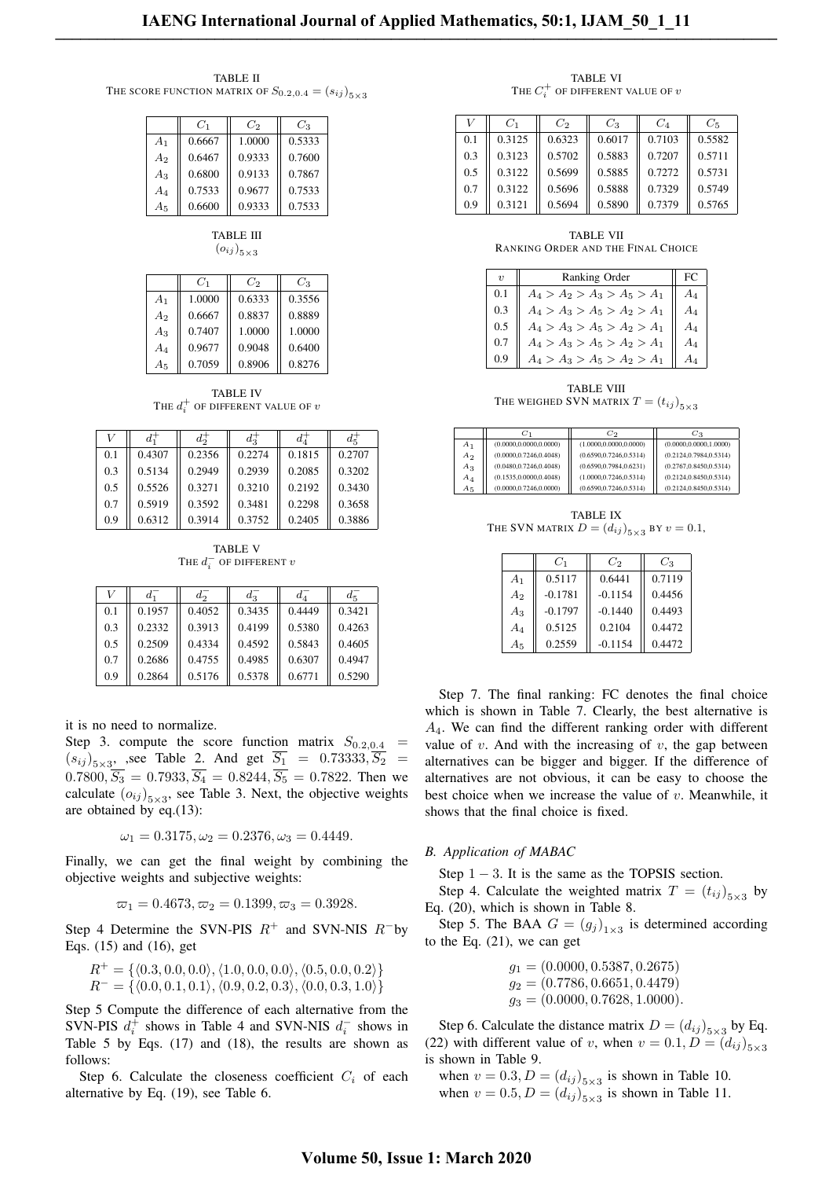TABLE II
THE SCORE FUNCTION MATRIX OF $S_{0.2,0.4} = (s_{ij})_{5\times3}$

| | $C_1$ | $C_2$ | $C_3$ |
|---|---|---|---|
| $A_1$ | 0.6667 | 1.0000 | 0.5333 |
| $A_2$ | 0.6467 | 0.9333 | 0.7600 |
| $A_3$ | 0.6800 | 0.9133 | 0.7867 |
| $A_4$ | 0.7533 | 0.9677 | 0.7533 |
| $A_5$ | 0.6600 | 0.9333 | 0.7533 |

TABLE III
$(o_{ij})_{5\times3}$

| | $C_1$ | $C_2$ | $C_3$ |
|---|---|---|---|
| $A_1$ | 1.0000 | 0.6333 | 0.3556 |
| $A_2$ | 0.6667 | 0.8837 | 0.8889 |
| $A_3$ | 0.7407 | 1.0000 | 1.0000 |
| $A_4$ | 0.9677 | 0.9048 | 0.6400 |
| $A_5$ | 0.7059 | 0.8906 | 0.8276 |

TABLE IV
THE $d_i^+$ OF DIFFERENT VALUE OF $v$

| $V$ | $d_1^+$ | $d_2^+$ | $d_3^+$ | $d_4^+$ | $d_5^+$ |
|---|---|---|---|---|---|
| 0.1 | 0.4307 | 0.2356 | 0.2274 | 0.1815 | 0.2707 |
| 0.3 | 0.5134 | 0.2949 | 0.2939 | 0.2085 | 0.3202 |
| 0.5 | 0.5526 | 0.3271 | 0.3210 | 0.2192 | 0.3430 |
| 0.7 | 0.5919 | 0.3592 | 0.3481 | 0.2298 | 0.3658 |
| 0.9 | 0.6312 | 0.3914 | 0.3752 | 0.2405 | 0.3886 |

TABLE V
THE $d_i^-$ OF DIFFERENT $v$

| $V$ | $d_1^-$ | $d_2^-$ | $d_3^-$ | $d_4^-$ | $d_5^-$ |
|---|---|---|---|---|---|
| 0.1 | 0.1957 | 0.4052 | 0.3435 | 0.4449 | 0.3421 |
| 0.3 | 0.2332 | 0.3913 | 0.4199 | 0.5380 | 0.4263 |
| 0.5 | 0.2509 | 0.4334 | 0.4592 | 0.5843 | 0.4605 |
| 0.7 | 0.2686 | 0.4755 | 0.4985 | 0.6307 | 0.4947 |
| 0.9 | 0.2864 | 0.5176 | 0.5378 | 0.6771 | 0.5290 |

it is no need to normalize.

Step 3. compute the score function matrix $S_{0.2,0.4} = (s_{ij})_{5\times3}$, ,see Table 2. And get $\overline{S_1} = 0.73333, \overline{S_2} = 0.7800, \overline{S_3} = 0.7933, \overline{S_4} = 0.8244, \overline{S_5} = 0.7822$. Then we calculate $(o_{ij})_{5\times3}$, see Table 3. Next, the objective weights are obtained by eq.(13):

$$\omega_1 = 0.3175, \omega_2 = 0.2376, \omega_3 = 0.4449.$$

Finally, we can get the final weight by combining the objective weights and subjective weights:

$$\varpi_1 = 0.4673, \varpi_2 = 0.1399, \varpi_3 = 0.3928.$$

Step 4 Determine the SVN-PIS $R^+$ and SVN-NIS $R^-$by Eqs. (15) and (16), get

$$R^+ = \{\langle 0.3, 0.0, 0.0\rangle, \langle 1.0, 0.0, 0.0\rangle, \langle 0.5, 0.0, 0.2\rangle\}$$
$$R^- = \{\langle 0.0, 0.1, 0.1\rangle, \langle 0.9, 0.2, 0.3\rangle, \langle 0.0, 0.3, 1.0\rangle\}$$

Step 5 Compute the difference of each alternative from the SVN-PIS $d_i^+$ shows in Table 4 and SVN-NIS $d_i^-$ shows in Table 5 by Eqs. (17) and (18), the results are shown as follows:

Step 6. Calculate the closeness coefficient $C_i$ of each alternative by Eq. (19), see Table 6.

TABLE VI
THE $C_i^+$ OF DIFFERENT VALUE OF $v$

| $V$ | $C_1$ | $C_2$ | $C_3$ | $C_4$ | $C_5$ |
|---|---|---|---|---|---|
| 0.1 | 0.3125 | 0.6323 | 0.6017 | 0.7103 | 0.5582 |
| 0.3 | 0.3123 | 0.5702 | 0.5883 | 0.7207 | 0.5711 |
| 0.5 | 0.3122 | 0.5699 | 0.5885 | 0.7272 | 0.5731 |
| 0.7 | 0.3122 | 0.5696 | 0.5888 | 0.7329 | 0.5749 |
| 0.9 | 0.3121 | 0.5694 | 0.5890 | 0.7379 | 0.5765 |

TABLE VII
RANKING ORDER AND THE FINAL CHOICE

| $v$ | Ranking Order | FC |
|---|---|---|
| 0.1 | $A_4 > A_2 > A_3 > A_5 > A_1$ | $A_4$ |
| 0.3 | $A_4 > A_3 > A_5 > A_2 > A_1$ | $A_4$ |
| 0.5 | $A_4 > A_3 > A_5 > A_2 > A_1$ | $A_4$ |
| 0.7 | $A_4 > A_3 > A_5 > A_2 > A_1$ | $A_4$ |
| 0.9 | $A_4 > A_3 > A_5 > A_2 > A_1$ | $A_4$ |

TABLE VIII
THE WEIGHED SVN MATRIX $T = (t_{ij})_{5\times3}$

| | $C_1$ | $C_2$ | $C_3$ |
|---|---|---|---|
| $A_1$ | (0.0000,0.0000,0.0000) | (1.0000,0.0000,0.0000) | (0.0000,0.0000,1.0000) |
| $A_2$ | (0.0000,0.7246,0.4048) | (0.6590,0.7246,0.5314) | (0.2124,0.7984,0.5314) |
| $A_3$ | (0.0480,0.7246,0.4048) | (0.6590,0.7984,0.6231) | (0.2767,0.8450,0.5314) |
| $A_4$ | (0.1535,0.0000,0.4048) | (1.0000,0.7246,0.5314) | (0.2124,0.8450,0.5314) |
| $A_5$ | (0.0000,0.7246,0.0000) | (0.6590,0.7246,0.5314) | (0.2124,0.8450,0.5314) |

TABLE IX
THE SVN MATRIX $D = (d_{ij})_{5\times3}$ BY $v = 0.1$,

| | $C_1$ | $C_2$ | $C_3$ |
|---|---|---|---|
| $A_1$ | 0.5117 | 0.6441 | 0.7119 |
| $A_2$ | -0.1781 | -0.1154 | 0.4456 |
| $A_3$ | -0.1797 | -0.1440 | 0.4493 |
| $A_4$ | 0.5125 | 0.2104 | 0.4472 |
| $A_5$ | 0.2559 | -0.1154 | 0.4472 |

Step 7. The final ranking: FC denotes the final choice which is shown in Table 7. Clearly, the best alternative is $A_4$. We can find the different ranking order with different value of $v$. And with the increasing of $v$, the gap between alternatives can be bigger and bigger. If the difference of alternatives are not obvious, it can be easy to choose the best choice when we increase the value of $v$. Meanwhile, it shows that the final choice is fixed.

### *B. Application of MABAC*

Step $1 - 3$. It is the same as the TOPSIS section.

Step 4. Calculate the weighted matrix $T = (t_{ij})_{5\times3}$ by Eq. (20), which is shown in Table 8.

Step 5. The BAA $G = (g_j)_{1\times3}$ is determined according to the Eq. (21), we can get

$$g_1 = (0.0000, 0.5387, 0.2675)$$
$$g_2 = (0.7786, 0.6651, 0.4479)$$
$$g_3 = (0.0000, 0.7628, 1.0000).$$

Step 6. Calculate the distance matrix $D = (d_{ij})_{5\times3}$ by Eq. (22) with different value of $v$, when $v = 0.1, D = (d_{ij})_{5\times3}$ is shown in Table 9.

when $v = 0.3, D = (d_{ij})_{5\times3}$ is shown in Table 10.

when $v = 0.5, D = (d_{ij})_{5\times3}$ is shown in Table 11.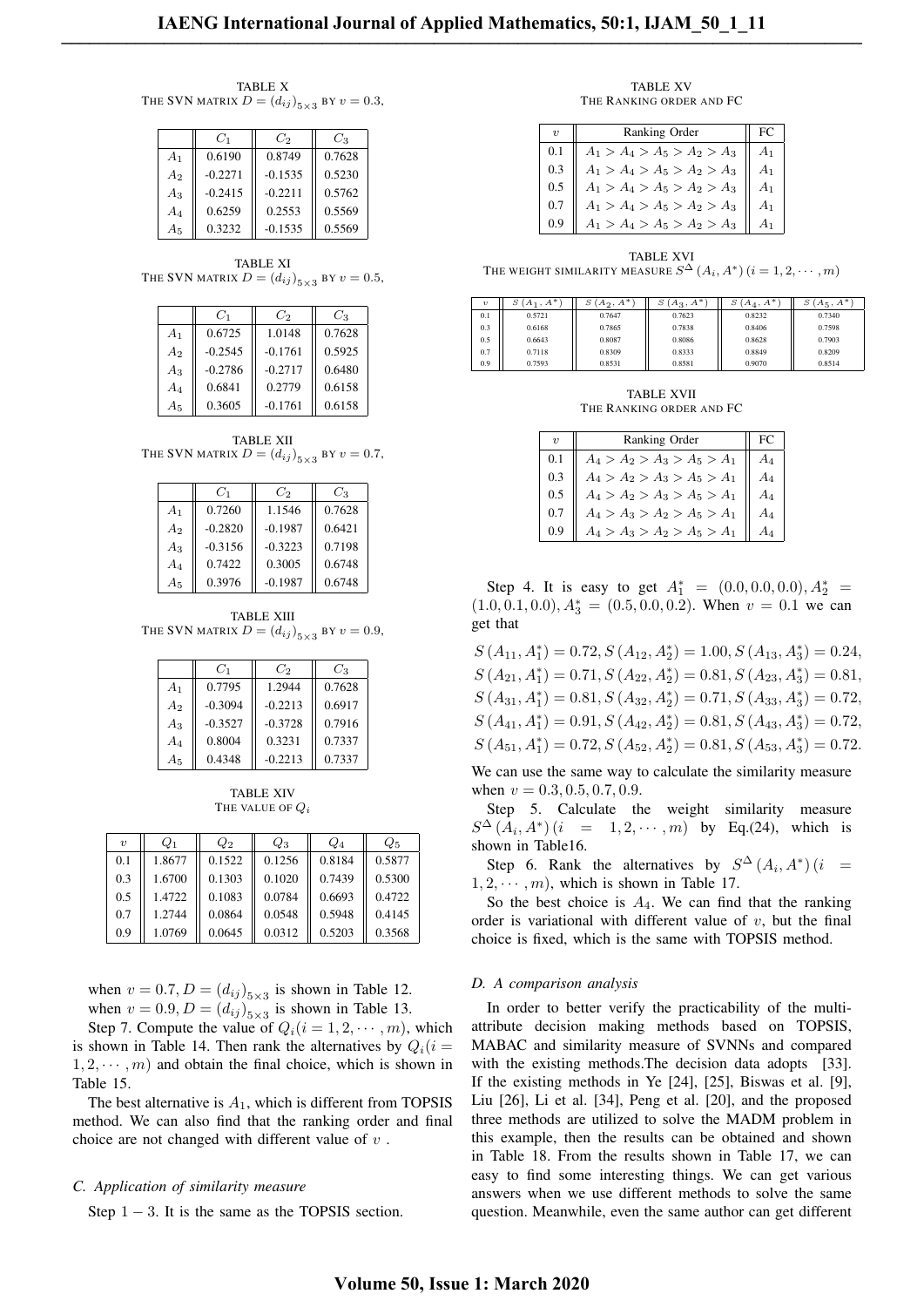TABLE X
THE SVN MATRIX $D = (d_{ij})_{5\times3}$ BY $v = 0.3$,

| | $C_1$ | $C_2$ | $C_3$ |
|---|---|---|---|
| $A_1$ | 0.6190 | 0.8749 | 0.7628 |
| $A_2$ | -0.2271 | -0.1535 | 0.5230 |
| $A_3$ | -0.2415 | -0.2211 | 0.5762 |
| $A_4$ | 0.6259 | 0.2553 | 0.5569 |
| $A_5$ | 0.3232 | -0.1535 | 0.5569 |

TABLE XI
THE SVN MATRIX $D = (d_{ij})_{5\times3}$ BY $v = 0.5$,

| | $C_1$ | $C_2$ | $C_3$ |
|---|---|---|---|
| $A_1$ | 0.6725 | 1.0148 | 0.7628 |
| $A_2$ | -0.2545 | -0.1761 | 0.5925 |
| $A_3$ | -0.2786 | -0.2717 | 0.6480 |
| $A_4$ | 0.6841 | 0.2779 | 0.6158 |
| $A_5$ | 0.3605 | -0.1761 | 0.6158 |

TABLE XII
THE SVN MATRIX $D = (d_{ij})_{5\times3}$ BY $v = 0.7$,

| | $C_1$ | $C_2$ | $C_3$ |
|---|---|---|---|
| $A_1$ | 0.7260 | 1.1546 | 0.7628 |
| $A_2$ | -0.2820 | -0.1987 | 0.6421 |
| $A_3$ | -0.3156 | -0.3223 | 0.7198 |
| $A_4$ | 0.7422 | 0.3005 | 0.6748 |
| $A_5$ | 0.3976 | -0.1987 | 0.6748 |

TABLE XIII
THE SVN MATRIX $D = (d_{ij})_{5\times3}$ BY $v = 0.9$,

| | $C_1$ | $C_2$ | $C_3$ |
|---|---|---|---|
| $A_1$ | 0.7795 | 1.2944 | 0.7628 |
| $A_2$ | -0.3094 | -0.2213 | 0.6917 |
| $A_3$ | -0.3527 | -0.3728 | 0.7916 |
| $A_4$ | 0.8004 | 0.3231 | 0.7337 |
| $A_5$ | 0.4348 | -0.2213 | 0.7337 |

TABLE XIV
THE VALUE OF $Q_i$

| $v$ | $Q_1$ | $Q_2$ | $Q_3$ | $Q_4$ | $Q_5$ |
|---|---|---|---|---|---|
| 0.1 | 1.8677 | 0.1522 | 0.1256 | 0.8184 | 0.5877 |
| 0.3 | 1.6700 | 0.1303 | 0.1020 | 0.7439 | 0.5300 |
| 0.5 | 1.4722 | 0.1083 | 0.0784 | 0.6693 | 0.4722 |
| 0.7 | 1.2744 | 0.0864 | 0.0548 | 0.5948 | 0.4145 |
| 0.9 | 1.0769 | 0.0645 | 0.0312 | 0.5203 | 0.3568 |

when $v = 0.7, D = (d_{ij})_{5\times3}$ is shown in Table 12.

when $v = 0.9, D = (d_{ij})_{5\times3}$ is shown in Table 13.

Step 7. Compute the value of $Q_i (i = 1, 2, \cdots, m)$, which is shown in Table 14. Then rank the alternatives by $Q_i (i = 1, 2, \cdots, m)$ and obtain the final choice, which is shown in Table 15.

The best alternative is $A_1$, which is different from TOPSIS method. We can also find that the ranking order and final choice are not changed with different value of $v$ .

### C. Application of similarity measure

Step $1-3$. It is the same as the TOPSIS section.

TABLE XV
THE RANKING ORDER AND FC

| $v$ | Ranking Order | FC |
|---|---|---|
| 0.1 | $A_1 > A_4 > A_5 > A_2 > A_3$ | $A_1$ |
| 0.3 | $A_1 > A_4 > A_5 > A_2 > A_3$ | $A_1$ |
| 0.5 | $A_1 > A_4 > A_5 > A_2 > A_3$ | $A_1$ |
| 0.7 | $A_1 > A_4 > A_5 > A_2 > A_3$ | $A_1$ |
| 0.9 | $A_1 > A_4 > A_5 > A_2 > A_3$ | $A_1$ |

TABLE XVI
THE WEIGHT SIMILARITY MEASURE $S^{\Delta}(A_i, A^*) (i = 1, 2, \cdots, m)$

| $v$ | $S(A_1, A^*)$ | $S(A_2, A^*)$ | $S(A_3, A^*)$ | $S(A_4, A^*)$ | $S(A_5, A^*)$ |
|---|---|---|---|---|---|
| 0.1 | 0.5721 | 0.7647 | 0.7623 | 0.8232 | 0.7340 |
| 0.3 | 0.6168 | 0.7865 | 0.7838 | 0.8406 | 0.7598 |
| 0.5 | 0.6643 | 0.8087 | 0.8086 | 0.8628 | 0.7903 |
| 0.7 | 0.7118 | 0.8309 | 0.8333 | 0.8849 | 0.8209 |
| 0.9 | 0.7593 | 0.8531 | 0.8581 | 0.9070 | 0.8514 |

TABLE XVII
THE RANKING ORDER AND FC

| $v$ | Ranking Order | FC |
|---|---|---|
| 0.1 | $A_4 > A_2 > A_3 > A_5 > A_1$ | $A_4$ |
| 0.3 | $A_4 > A_2 > A_3 > A_5 > A_1$ | $A_4$ |
| 0.5 | $A_4 > A_2 > A_3 > A_5 > A_1$ | $A_4$ |
| 0.7 | $A_4 > A_3 > A_2 > A_5 > A_1$ | $A_4$ |
| 0.9 | $A_4 > A_3 > A_2 > A_5 > A_1$ | $A_4$ |

Step 4. It is easy to get $A_1^* = (0.0, 0.0, 0.0), A_2^* = (1.0, 0.1, 0.0), A_3^* = (0.5, 0.0, 0.2)$. When $v = 0.1$ we can get that

$$S(A_{11}, A_1^*) = 0.72, S(A_{12}, A_2^*) = 1.00, S(A_{13}, A_3^*) = 0.24,$$
$$S(A_{21}, A_1^*) = 0.71, S(A_{22}, A_2^*) = 0.81, S(A_{23}, A_3^*) = 0.81,$$
$$S(A_{31}, A_1^*) = 0.81, S(A_{32}, A_2^*) = 0.71, S(A_{33}, A_3^*) = 0.72,$$
$$S(A_{41}, A_1^*) = 0.91, S(A_{42}, A_2^*) = 0.81, S(A_{43}, A_3^*) = 0.72,$$
$$S(A_{51}, A_1^*) = 0.72, S(A_{52}, A_2^*) = 0.81, S(A_{53}, A_3^*) = 0.72.$$

We can use the same way to calculate the similarity measure when $v = 0.3, 0.5, 0.7, 0.9$.

Step 5. Calculate the weight similarity measure $S^{\Delta}(A_i, A^*) (i = 1, 2, \cdots, m)$ by Eq.(24), which is shown in Table16.

Step 6. Rank the alternatives by $S^{\Delta}(A_i, A^*) (i = 1, 2, \cdots, m)$, which is shown in Table 17.

So the best choice is $A_4$. We can find that the ranking order is variational with different value of $v$, but the final choice is fixed, which is the same with TOPSIS method.

### D. A comparison analysis

In order to better verify the practicability of the multi-attribute decision making methods based on TOPSIS, MABAC and similarity measure of SVNNs and compared with the existing methods.The decision data adopts [33]. If the existing methods in Ye [24], [25], Biswas et al. [9], Liu [26], Li et al. [34], Peng et al. [20], and the proposed three methods are utilized to solve the MADM problem in this example, then the results can be obtained and shown in Table 18. From the results shown in Table 17, we can easy to find some interesting things. We can get various answers when we use different methods to solve the same question. Meanwhile, even the same author can get different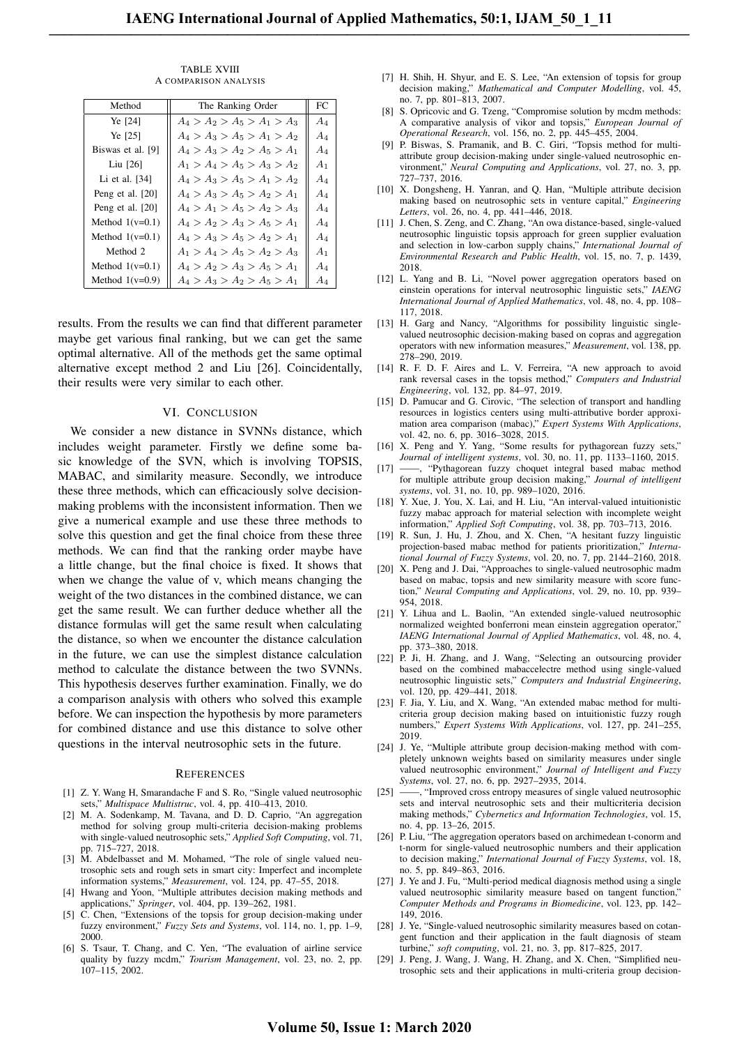TABLE XVIII
A COMPARISON ANALYSIS

| Method | The Ranking Order | FC |
|---|---|---|
| Ye [24] | $A_4 > A_2 > A_5 > A_1 > A_3$ | $A_4$ |
| Ye [25] | $A_4 > A_3 > A_5 > A_1 > A_2$ | $A_4$ |
| Biswas et al. [9] | $A_4 > A_3 > A_2 > A_5 > A_1$ | $A_4$ |
| Liu [26] | $A_1 > A_4 > A_5 > A_3 > A_2$ | $A_1$ |
| Li et al. [34] | $A_4 > A_3 > A_5 > A_1 > A_2$ | $A_4$ |
| Peng et al. [20] | $A_4 > A_3 > A_5 > A_2 > A_1$ | $A_4$ |
| Peng et al. [20] | $A_4 > A_1 > A_5 > A_2 > A_3$ | $A_4$ |
| Method 1(v=0.1) | $A_4 > A_2 > A_3 > A_5 > A_1$ | $A_4$ |
| Method 1(v=0.1) | $A_4 > A_3 > A_5 > A_2 > A_1$ | $A_4$ |
| Method 2 | $A_1 > A_4 > A_5 > A_2 > A_3$ | $A_1$ |
| Method 1(v=0.1) | $A_4 > A_2 > A_3 > A_5 > A_1$ | $A_4$ |
| Method 1(v=0.9) | $A_4 > A_3 > A_2 > A_5 > A_1$ | $A_4$ |

results. From the results we can find that different parameter maybe get various final ranking, but we can get the same optimal alternative. All of the methods get the same optimal alternative except method 2 and Liu [26]. Coincidentally, their results were very similar to each other.

## VI. CONCLUSION

We consider a new distance in SVNNs distance, which includes weight parameter. Firstly we define some basic knowledge of the SVN, which is involving TOPSIS, MABAC, and similarity measure. Secondly, we introduce these three methods, which can efficaciously solve decision-making problems with the inconsistent information. Then we give a numerical example and use these three methods to solve this question and get the final choice from these three methods. We can find that the ranking order maybe have a little change, but the final choice is fixed. It shows that when we change the value of v, which means changing the weight of the two distances in the combined distance, we can get the same result. We can further deduce whether all the distance formulas will get the same result when calculating the distance, so when we encounter the distance calculation in the future, we can use the simplest distance calculation method to calculate the distance between the two SVNNs. This hypothesis deserves further examination. Finally, we do a comparison analysis with others who solved this example before. We can inspection the hypothesis by more parameters for combined distance and use this distance to solve other questions in the interval neutrosophic sets in the future.

## REFERENCES

[1] Z. Y. Wang H, Smarandache F and S. Ro, "Single valued neutrosophic sets," *Multispace Multistruc*, vol. 4, pp. 410–413, 2010.

[2] M. A. Sodenkamp, M. Tavana, and D. D. Caprio, "An aggregation method for solving group multi-criteria decision-making problems with single-valued neutrosophic sets," *Applied Soft Computing*, vol. 71, pp. 715–727, 2018.

[3] M. Abdelbasset and M. Mohamed, "The role of single valued neutrosophic sets and rough sets in smart city: Imperfect and incomplete information systems," *Measurement*, vol. 124, pp. 47–55, 2018.

[4] Hwang and Yoon, "Multiple attributes decision making methods and applications," *Springer*, vol. 404, pp. 139–262, 1981.

[5] C. Chen, "Extensions of the topsis for group decision-making under fuzzy environment," *Fuzzy Sets and Systems*, vol. 114, no. 1, pp. 1–9, 2000.

[6] S. Tsaur, T. Chang, and C. Yen, "The evaluation of airline service quality by fuzzy mcdm," *Tourism Management*, vol. 23, no. 2, pp. 107–115, 2002.

[7] H. Shih, H. Shyur, and E. S. Lee, "An extension of topsis for group decision making," *Mathematical and Computer Modelling*, vol. 45, no. 7, pp. 801–813, 2007.

[8] S. Opricovic and G. Tzeng, "Compromise solution by mcdm methods: A comparative analysis of vikor and topsis," *European Journal of Operational Research*, vol. 156, no. 2, pp. 445–455, 2004.

[9] P. Biswas, S. Pramanik, and B. C. Giri, "Topsis method for multi-attribute group decision-making under single-valued neutrosophic environment," *Neural Computing and Applications*, vol. 27, no. 3, pp. 727–737, 2016.

[10] X. Dongsheng, H. Yanran, and Q. Han, "Multiple attribute decision making based on neutrosophic sets in venture capital," *Engineering Letters*, vol. 26, no. 4, pp. 441–446, 2018.

[11] J. Chen, S. Zeng, and C. Zhang, "An owa distance-based, single-valued neutrosophic linguistic topsis approach for green supplier evaluation and selection in low-carbon supply chains," *International Journal of Environmental Research and Public Health*, vol. 15, no. 7, p. 1439, 2018.

[12] L. Yang and B. Li, "Novel power aggregation operators based on einstein operations for interval neutrosophic linguistic sets," *IAENG International Journal of Applied Mathematics*, vol. 48, no. 4, pp. 108–117, 2018.

[13] H. Garg and Nancy, "Algorithms for possibility linguistic single-valued neutrosophic decision-making based on copras and aggregation operators with new information measures," *Measurement*, vol. 138, pp. 278–290, 2019.

[14] R. F. D. F. Aires and L. V. Ferreira, "A new approach to avoid rank reversal cases in the topsis method," *Computers and Industrial Engineering*, vol. 132, pp. 84–97, 2019.

[15] D. Pamucar and G. Cirovic, "The selection of transport and handling resources in logistics centers using multi-attributive border approximation area comparison (mabac)," *Expert Systems With Applications*, vol. 42, no. 6, pp. 3016–3028, 2015.

[16] X. Peng and Y. Yang, "Some results for pythagorean fuzzy sets," *Journal of intelligent systems*, vol. 30, no. 11, pp. 1133–1160, 2015.

[17] ——, "Pythagorean fuzzy choquet integral based mabac method for multiple attribute group decision making," *Journal of intelligent systems*, vol. 31, no. 10, pp. 989–1020, 2016.

[18] Y. Xue, J. You, X. Lai, and H. Liu, "An interval-valued intuitionistic fuzzy mabac approach for material selection with incomplete weight information," *Applied Soft Computing*, vol. 38, pp. 703–713, 2016.

[19] R. Sun, J. Hu, J. Zhou, and X. Chen, "A hesitant fuzzy linguistic projection-based mabac method for patients prioritization," *International Journal of Fuzzy Systems*, vol. 20, no. 7, pp. 2144–2160, 2018.

[20] X. Peng and J. Dai, "Approaches to single-valued neutrosophic madm based on mabac, topsis and new similarity measure with score function," *Neural Computing and Applications*, vol. 29, no. 10, pp. 939–954, 2018.

[21] Y. Lihua and L. Baolin, "An extended single-valued neutrosophic normalized weighted bonferroni mean einstein aggregation operator," *IAENG International Journal of Applied Mathematics*, vol. 48, no. 4, pp. 373–380, 2018.

[22] P. Ji, H. Zhang, and J. Wang, "Selecting an outsourcing provider based on the combined mabaccelectre method using single-valued neutrosophic linguistic sets," *Computers and Industrial Engineering*, vol. 120, pp. 429–441, 2018.

[23] F. Jia, Y. Liu, and X. Wang, "An extended mabac method for multi-criteria group decision making based on intuitionistic fuzzy rough numbers," *Expert Systems With Applications*, vol. 127, pp. 241–255, 2019.

[24] J. Ye, "Multiple attribute group decision-making method with completely unknown weights based on similarity measures under single valued neutrosophic environment," *Journal of Intelligent and Fuzzy Systems*, vol. 27, no. 6, pp. 2927–2935, 2014.

[25] ——, "Improved cross entropy measures of single valued neutrosophic sets and interval neutrosophic sets and their multicriteria decision making methods," *Cybernetics and Information Technologies*, vol. 15, no. 4, pp. 13–26, 2015.

[26] P. Liu, "The aggregation operators based on archimedean t-conorm and t-norm for single-valued neutrosophic numbers and their application to decision making," *International Journal of Fuzzy Systems*, vol. 18, no. 5, pp. 849–863, 2016.

[27] J. Ye and J. Fu, "Multi-period medical diagnosis method using a single valued neutrosophic similarity measure based on tangent function," *Computer Methods and Programs in Biomedicine*, vol. 123, pp. 142–149, 2016.

[28] J. Ye, "Single-valued neutrosophic similarity measures based on cotangent function and their application in the fault diagnosis of steam turbine," *soft computing*, vol. 21, no. 3, pp. 817–825, 2017.

[29] J. Peng, J. Wang, J. Wang, H. Zhang, and X. Chen, "Simplified neutrosophic sets and their applications in multi-criteria group decision-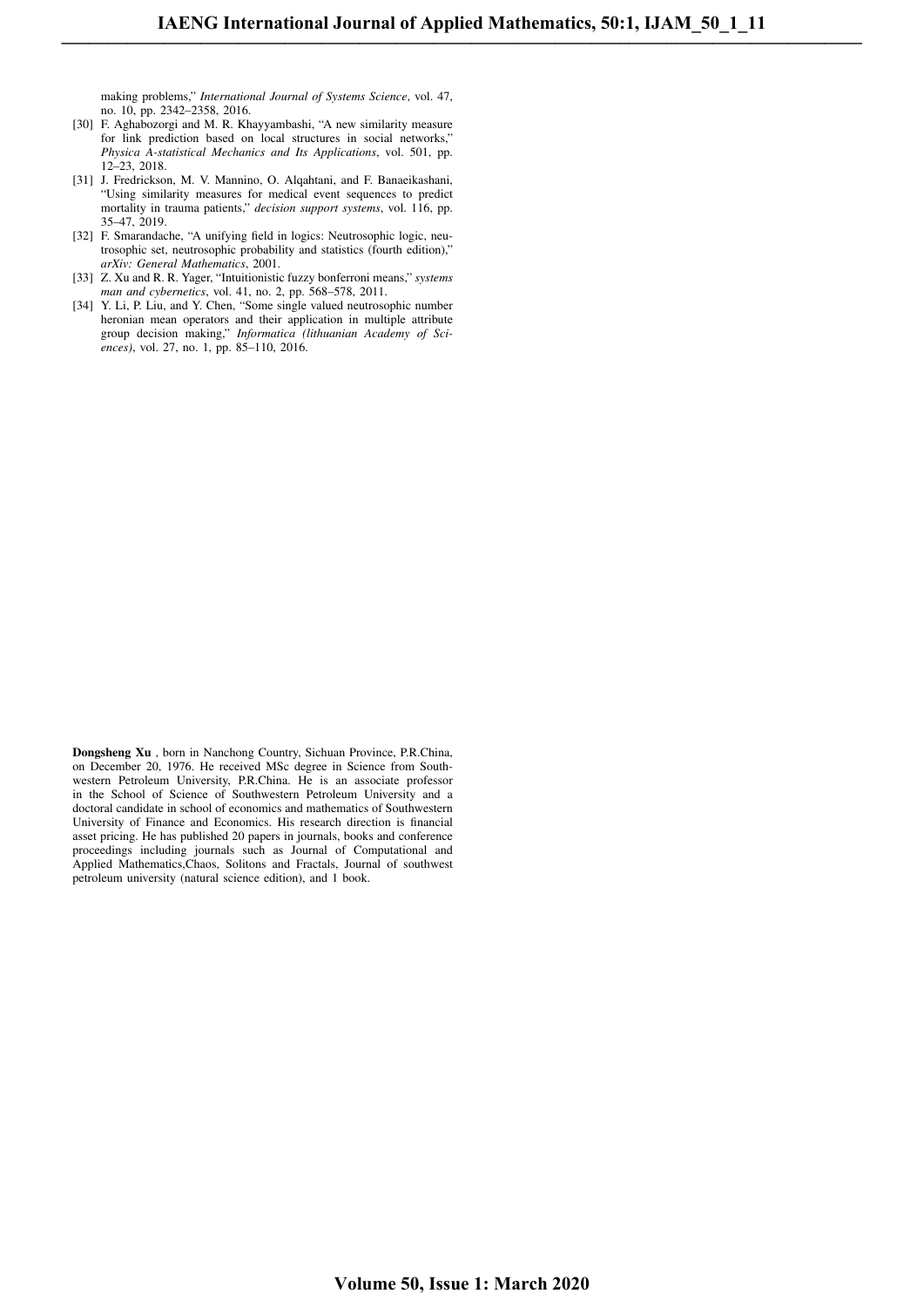making problems," *International Journal of Systems Science*, vol. 47, no. 10, pp. 2342–2358, 2016.

[30] F. Aghabozorgi and M. R. Khayyambashi, "A new similarity measure for link prediction based on local structures in social networks," *Physica A-statistical Mechanics and Its Applications*, vol. 501, pp. 12–23, 2018.

[31] J. Fredrickson, M. V. Mannino, O. Alqahtani, and F. Banaeikashani, "Using similarity measures for medical event sequences to predict mortality in trauma patients," *decision support systems*, vol. 116, pp. 35–47, 2019.

[32] F. Smarandache, "A unifying field in logics: Neutrosophic logic, neutrosophic set, neutrosophic probability and statistics (fourth edition)," *arXiv: General Mathematics*, 2001.

[33] Z. Xu and R. R. Yager, "Intuitionistic fuzzy bonferroni means," *systems man and cybernetics*, vol. 41, no. 2, pp. 568–578, 2011.

[34] Y. Li, P. Liu, and Y. Chen, "Some single valued neutrosophic number heronian mean operators and their application in multiple attribute group decision making," *Informatica (lithuanian Academy of Sciences)*, vol. 27, no. 1, pp. 85–110, 2016.

**Dongsheng Xu** , born in Nanchong Country, Sichuan Province, P.R.China, on December 20, 1976. He received MSc degree in Science from Southwestern Petroleum University, P.R.China. He is an associate professor in the School of Science of Southwestern Petroleum University and a doctoral candidate in school of economics and mathematics of Southwestern University of Finance and Economics. His research direction is financial asset pricing. He has published 20 papers in journals, books and conference proceedings including journals such as Journal of Computational and Applied Mathematics,Chaos, Solitons and Fractals, Journal of southwest petroleum university (natural science edition), and 1 book.